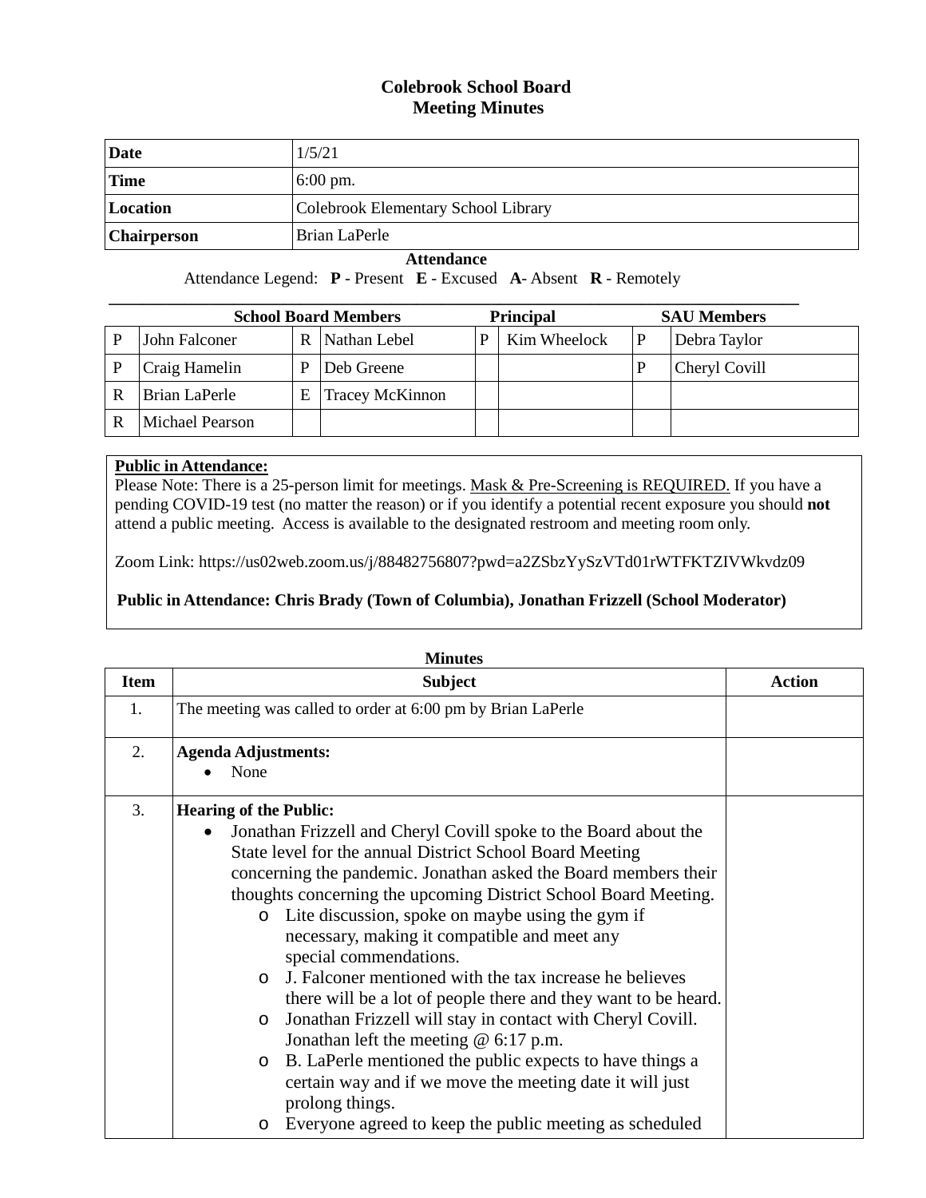# Colebrook School Board
## Meeting Minutes

| Date | 1/5/21 |
|---|---|
| Time | 6:00 pm. |
| Location | Colebrook Elementary School Library |
| Chairperson | Brian LaPerle |

**Attendance**

Attendance Legend: **P** - Present **E** - Excused **A**- Absent **R** - Remotely

| School Board Members | | | | Principal | | SAU Members | |
|---|---|---|---|---|---|---|---|
| P | John Falconer | R | Nathan Lebel | P | Kim Wheelock | P | Debra Taylor |
| P | Craig Hamelin | P | Deb Greene | | | P | Cheryl Covill |
| R | Brian LaPerle | E | Tracey McKinnon | | | | |
| R | Michael Pearson | | | | | | |

**Public in Attendance:**

Please Note: There is a 25-person limit for meetings. Mask & Pre-Screening is REQUIRED. If you have a pending COVID-19 test (no matter the reason) or if you identify a potential recent exposure you should **not** attend a public meeting. Access is available to the designated restroom and meeting room only.

Zoom Link: https://us02web.zoom.us/j/88482756807?pwd=a2ZSbzYySzVTd01rWTFKTZIVWkvdz09

**Public in Attendance: Chris Brady (Town of Columbia), Jonathan Frizzell (School Moderator)**

**Minutes**

| Item | Subject | Action |
|---|---|---|
| 1. | The meeting was called to order at 6:00 pm by Brian LaPerle | |
| 2. | **Agenda Adjustments:**<br>• None | |
| 3. | **Hearing of the Public:**<br>• Jonathan Frizzell and Cheryl Covill spoke to the Board about the State level for the annual District School Board Meeting concerning the pandemic. Jonathan asked the Board members their thoughts concerning the upcoming District School Board Meeting.<br>o Lite discussion, spoke on maybe using the gym if necessary, making it compatible and meet any special commendations.<br>o J. Falconer mentioned with the tax increase he believes there will be a lot of people there and they want to be heard.<br>o Jonathan Frizzell will stay in contact with Cheryl Covill. Jonathan left the meeting @ 6:17 p.m.<br>o B. LaPerle mentioned the public expects to have things a certain way and if we move the meeting date it will just prolong things.<br>o Everyone agreed to keep the public meeting as scheduled | |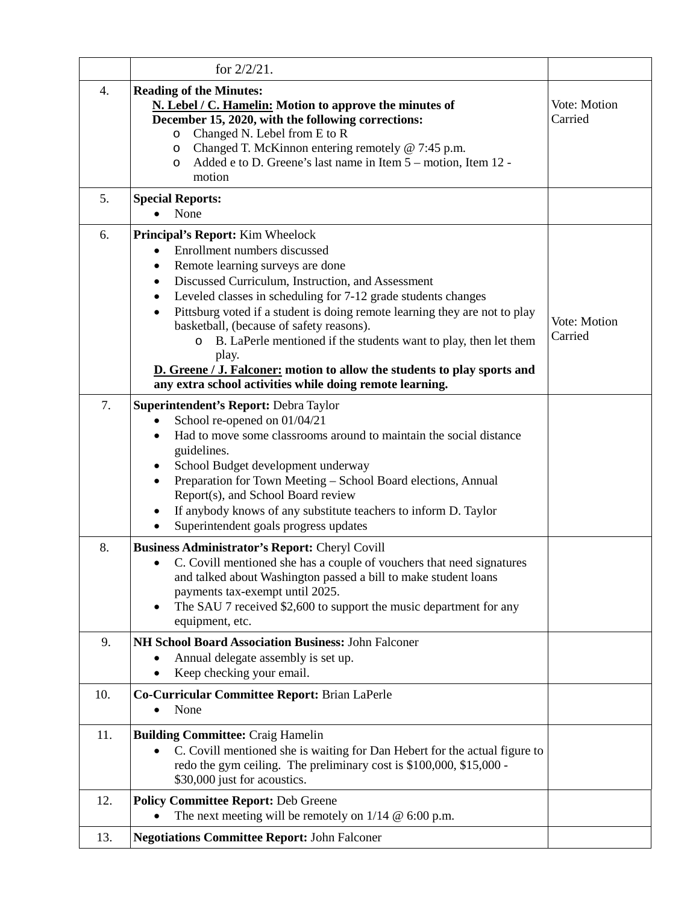| | | |
|---|---|---|
| | for 2/2/21. | |
| 4. | **Reading of the Minutes:**<br>**<u>N. Lebel / C. Hamelin:</u> Motion to approve the minutes of December 15, 2020, with the following corrections:**<br>o Changed N. Lebel from E to R<br>o Changed T. McKinnon entering remotely @ 7:45 p.m.<br>o Added e to D. Greene's last name in Item 5 – motion, Item 12 - motion | Vote: Motion Carried |
| 5. | **Special Reports:**<br>• None | |
| 6. | **Principal's Report:** Kim Wheelock<br>• Enrollment numbers discussed<br>• Remote learning surveys are done<br>• Discussed Curriculum, Instruction, and Assessment<br>• Leveled classes in scheduling for 7-12 grade students changes<br>• Pittsburg voted if a student is doing remote learning they are not to play basketball, (because of safety reasons).<br>o B. LaPerle mentioned if the students want to play, then let them play.<br>**<u>D. Greene / J. Falconer:</u> motion to allow the students to play sports and any extra school activities while doing remote learning.** | Vote: Motion Carried |
| 7. | **Superintendent's Report:** Debra Taylor<br>• School re-opened on 01/04/21<br>• Had to move some classrooms around to maintain the social distance guidelines.<br>• School Budget development underway<br>• Preparation for Town Meeting – School Board elections, Annual Report(s), and School Board review<br>• If anybody knows of any substitute teachers to inform D. Taylor<br>• Superintendent goals progress updates | |
| 8. | **Business Administrator's Report:** Cheryl Covill<br>• C. Covill mentioned she has a couple of vouchers that need signatures and talked about Washington passed a bill to make student loans payments tax-exempt until 2025.<br>• The SAU 7 received $2,600 to support the music department for any equipment, etc. | |
| 9. | **NH School Board Association Business:** John Falconer<br>• Annual delegate assembly is set up.<br>• Keep checking your email. | |
| 10. | **Co-Curricular Committee Report:** Brian LaPerle<br>• None | |
| 11. | **Building Committee:** Craig Hamelin<br>• C. Covill mentioned she is waiting for Dan Hebert for the actual figure to redo the gym ceiling. The preliminary cost is $100,000, $15,000 - $30,000 just for acoustics. | |
| 12. | **Policy Committee Report:** Deb Greene<br>• The next meeting will be remotely on 1/14 @ 6:00 p.m. | |
| 13. | **Negotiations Committee Report:** John Falconer | |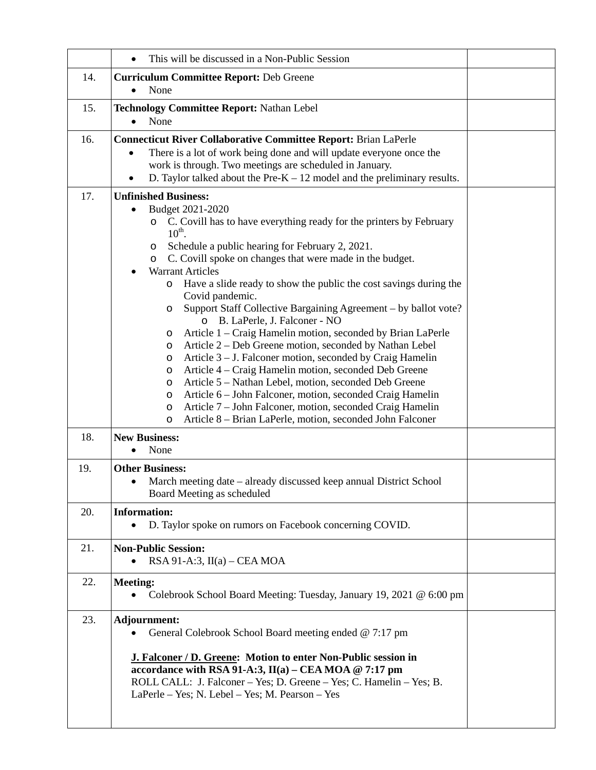| | | |
|---|---|---|
| | • This will be discussed in a Non-Public Session | |
| 14. | **Curriculum Committee Report:** Deb Greene<br>• None | |
| 15. | **Technology Committee Report:** Nathan Lebel<br>• None | |
| 16. | **Connecticut River Collaborative Committee Report:** Brian LaPerle<br>• There is a lot of work being done and will update everyone once the work is through. Two meetings are scheduled in January.<br>• D. Taylor talked about the Pre-K – 12 model and the preliminary results. | |
| 17. | **Unfinished Business:**<br>• Budget 2021-2020<br>&nbsp;&nbsp;o C. Covill has to have everything ready for the printers by February 10th.<br>&nbsp;&nbsp;o Schedule a public hearing for February 2, 2021.<br>&nbsp;&nbsp;o C. Covill spoke on changes that were made in the budget.<br>• Warrant Articles<br>&nbsp;&nbsp;o Have a slide ready to show the public the cost savings during the Covid pandemic.<br>&nbsp;&nbsp;o Support Staff Collective Bargaining Agreement – by ballot vote?<br>&nbsp;&nbsp;&nbsp;&nbsp;o B. LaPerle, J. Falconer - NO<br>&nbsp;&nbsp;o Article 1 – Craig Hamelin motion, seconded by Brian LaPerle<br>&nbsp;&nbsp;o Article 2 – Deb Greene motion, seconded by Nathan Lebel<br>&nbsp;&nbsp;o Article 3 – J. Falconer motion, seconded by Craig Hamelin<br>&nbsp;&nbsp;o Article 4 – Craig Hamelin motion, seconded Deb Greene<br>&nbsp;&nbsp;o Article 5 – Nathan Lebel, motion, seconded Deb Greene<br>&nbsp;&nbsp;o Article 6 – John Falconer, motion, seconded Craig Hamelin<br>&nbsp;&nbsp;o Article 7 – John Falconer, motion, seconded Craig Hamelin<br>&nbsp;&nbsp;o Article 8 – Brian LaPerle, motion, seconded John Falconer | |
| 18. | **New Business:**<br>• None | |
| 19. | **Other Business:**<br>• March meeting date – already discussed keep annual District School Board Meeting as scheduled | |
| 20. | **Information:**<br>• D. Taylor spoke on rumors on Facebook concerning COVID. | |
| 21. | **Non-Public Session:**<br>• RSA 91-A:3, II(a) – CEA MOA | |
| 22. | **Meeting:**<br>• Colebrook School Board Meeting: Tuesday, January 19, 2021 @ 6:00 pm | |
| 23. | **Adjournment:**<br>• General Colebrook School Board meeting ended @ 7:17 pm<br><br>**<u>J. Falconer / D. Greene</u>: Motion to enter Non-Public session in accordance with RSA 91-A:3, II(a) – CEA MOA @ 7:17 pm**<br>ROLL CALL: J. Falconer – Yes; D. Greene – Yes; C. Hamelin – Yes; B. LaPerle – Yes; N. Lebel – Yes; M. Pearson – Yes | |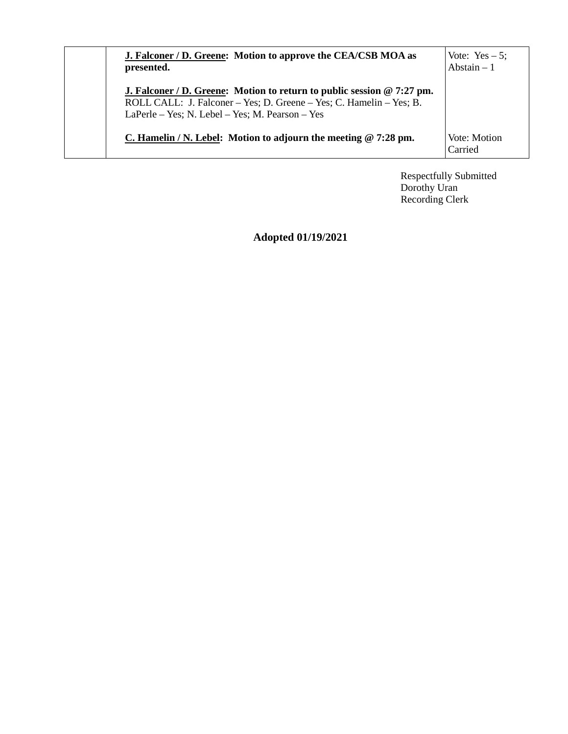| | | |
|---|---|---|
| | **J. Falconer / D. Greene: Motion to approve the CEA/CSB MOA as presented.**<br><br>**J. Falconer / D. Greene: Motion to return to public session @ 7:27 pm.** ROLL CALL: J. Falconer – Yes; D. Greene – Yes; C. Hamelin – Yes; B. LaPerle – Yes; N. Lebel – Yes; M. Pearson – Yes<br><br>**C. Hamelin / N. Lebel: Motion to adjourn the meeting @ 7:28 pm.** | Vote: Yes – 5; Abstain – 1<br><br><br><br><br><br>Vote: Motion Carried |

Respectfully Submitted
Dorothy Uran
Recording Clerk

**Adopted 01/19/2021**